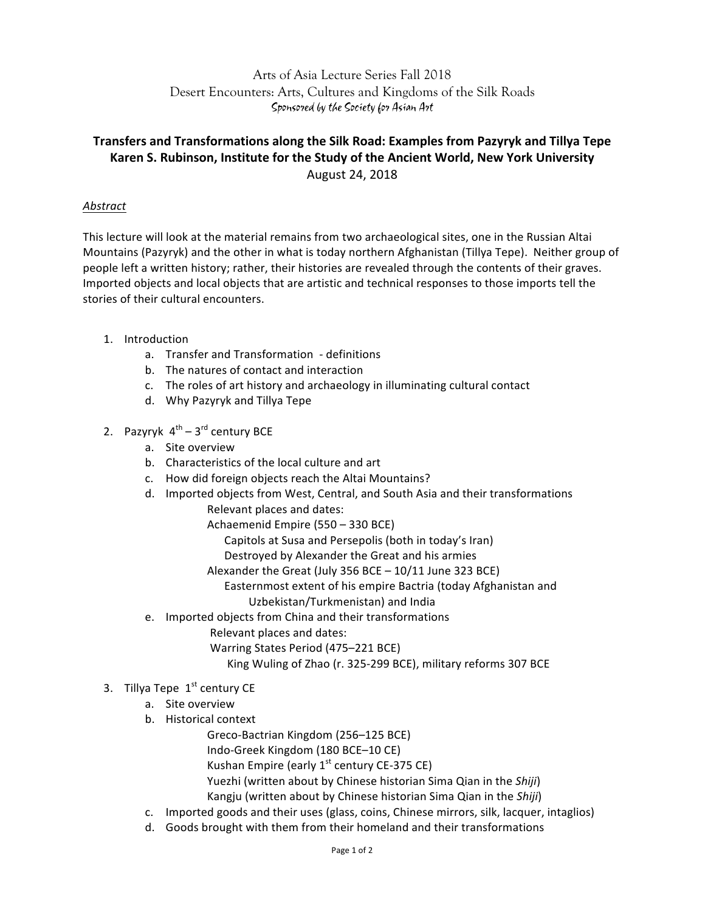Arts of Asia Lecture Series Fall 2018
Desert Encounters: Arts, Cultures and Kingdoms of the Silk Roads
Sponsored by the Society for Asian Art

# Transfers and Transformations along the Silk Road: Examples from Pazyryk and Tillya Tepe

**Karen S. Rubinson, Institute for the Study of the Ancient World, New York University**

August 24, 2018

## *Abstract*

This lecture will look at the material remains from two archaeological sites, one in the Russian Altai Mountains (Pazyryk) and the other in what is today northern Afghanistan (Tillya Tepe). Neither group of people left a written history; rather, their histories are revealed through the contents of their graves. Imported objects and local objects that are artistic and technical responses to those imports tell the stories of their cultural encounters.

1. Introduction
   a. Transfer and Transformation - definitions
   b. The natures of contact and interaction
   c. The roles of art history and archaeology in illuminating cultural contact
   d. Why Pazyryk and Tillya Tepe

2. Pazyryk 4th – 3rd century BCE
   a. Site overview
   b. Characteristics of the local culture and art
   c. How did foreign objects reach the Altai Mountains?
   d. Imported objects from West, Central, and South Asia and their transformations
      Relevant places and dates:
      Achaemenid Empire (550 – 330 BCE)
         Capitols at Susa and Persepolis (both in today's Iran)
         Destroyed by Alexander the Great and his armies
      Alexander the Great (July 356 BCE – 10/11 June 323 BCE)
         Easternmost extent of his empire Bactria (today Afghanistan and Uzbekistan/Turkmenistan) and India
   e. Imported objects from China and their transformations
      Relevant places and dates:
      Warring States Period (475–221 BCE)
         King Wuling of Zhao (r. 325-299 BCE), military reforms 307 BCE

3. Tillya Tepe 1st century CE
   a. Site overview
   b. Historical context
      Greco-Bactrian Kingdom (256–125 BCE)
      Indo-Greek Kingdom (180 BCE–10 CE)
      Kushan Empire (early 1st century CE-375 CE)
      Yuezhi (written about by Chinese historian Sima Qian in the *Shiji*)
      Kangju (written about by Chinese historian Sima Qian in the *Shiji*)
   c. Imported goods and their uses (glass, coins, Chinese mirrors, silk, lacquer, intaglios)
   d. Goods brought with them from their homeland and their transformations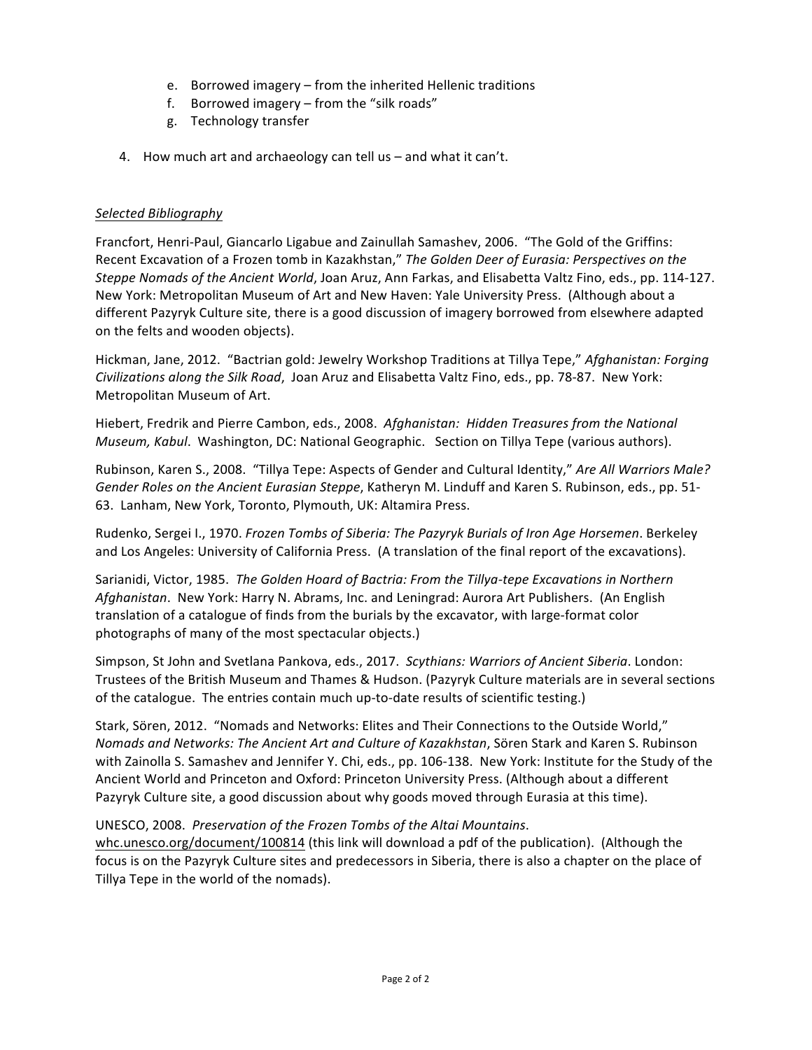e. Borrowed imagery – from the inherited Hellenic traditions
   f. Borrowed imagery – from the "silk roads"
   g. Technology transfer

4. How much art and archaeology can tell us – and what it can't.

*Selected Bibliography*

Francfort, Henri-Paul, Giancarlo Ligabue and Zainullah Samashev, 2006. "The Gold of the Griffins: Recent Excavation of a Frozen tomb in Kazakhstan," *The Golden Deer of Eurasia: Perspectives on the Steppe Nomads of the Ancient World*, Joan Aruz, Ann Farkas, and Elisabetta Valtz Fino, eds., pp. 114-127. New York: Metropolitan Museum of Art and New Haven: Yale University Press. (Although about a different Pazyryk Culture site, there is a good discussion of imagery borrowed from elsewhere adapted on the felts and wooden objects).

Hickman, Jane, 2012. "Bactrian gold: Jewelry Workshop Traditions at Tillya Tepe," *Afghanistan: Forging Civilizations along the Silk Road*, Joan Aruz and Elisabetta Valtz Fino, eds., pp. 78-87. New York: Metropolitan Museum of Art.

Hiebert, Fredrik and Pierre Cambon, eds., 2008. *Afghanistan: Hidden Treasures from the National Museum, Kabul*. Washington, DC: National Geographic. Section on Tillya Tepe (various authors).

Rubinson, Karen S., 2008. "Tillya Tepe: Aspects of Gender and Cultural Identity," *Are All Warriors Male? Gender Roles on the Ancient Eurasian Steppe*, Katheryn M. Linduff and Karen S. Rubinson, eds., pp. 51-63. Lanham, New York, Toronto, Plymouth, UK: Altamira Press.

Rudenko, Sergei I., 1970. *Frozen Tombs of Siberia: The Pazyryk Burials of Iron Age Horsemen*. Berkeley and Los Angeles: University of California Press. (A translation of the final report of the excavations).

Sarianidi, Victor, 1985. *The Golden Hoard of Bactria: From the Tillya-tepe Excavations in Northern Afghanistan*. New York: Harry N. Abrams, Inc. and Leningrad: Aurora Art Publishers. (An English translation of a catalogue of finds from the burials by the excavator, with large-format color photographs of many of the most spectacular objects.)

Simpson, St John and Svetlana Pankova, eds., 2017. *Scythians: Warriors of Ancient Siberia*. London: Trustees of the British Museum and Thames & Hudson. (Pazyryk Culture materials are in several sections of the catalogue. The entries contain much up-to-date results of scientific testing.)

Stark, Sören, 2012. "Nomads and Networks: Elites and Their Connections to the Outside World," *Nomads and Networks: The Ancient Art and Culture of Kazakhstan*, Sören Stark and Karen S. Rubinson with Zainolla S. Samashev and Jennifer Y. Chi, eds., pp. 106-138. New York: Institute for the Study of the Ancient World and Princeton and Oxford: Princeton University Press. (Although about a different Pazyryk Culture site, a good discussion about why goods moved through Eurasia at this time).

UNESCO, 2008. *Preservation of the Frozen Tombs of the Altai Mountains*. whc.unesco.org/document/100814 (this link will download a pdf of the publication). (Although the focus is on the Pazyryk Culture sites and predecessors in Siberia, there is also a chapter on the place of Tillya Tepe in the world of the nomads).